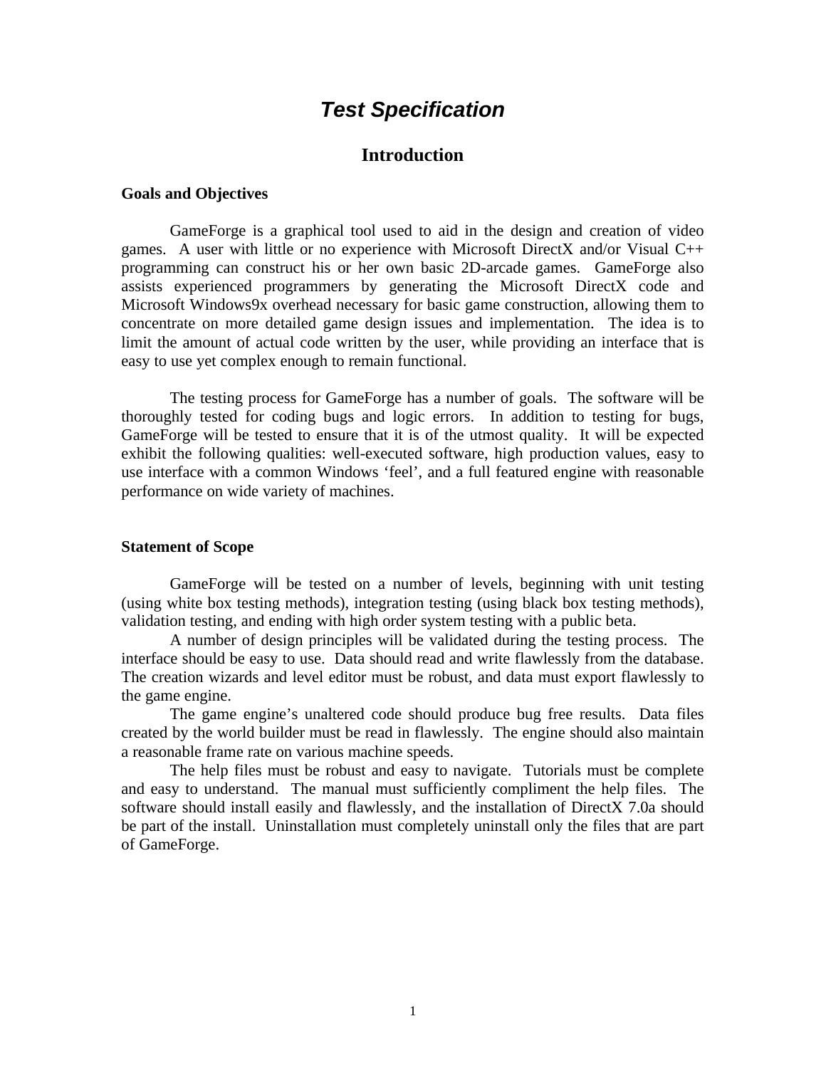# *Test Specification*

## Introduction

### Goals and Objectives

GameForge is a graphical tool used to aid in the design and creation of video games. A user with little or no experience with Microsoft DirectX and/or Visual C++ programming can construct his or her own basic 2D-arcade games. GameForge also assists experienced programmers by generating the Microsoft DirectX code and Microsoft Windows9x overhead necessary for basic game construction, allowing them to concentrate on more detailed game design issues and implementation. The idea is to limit the amount of actual code written by the user, while providing an interface that is easy to use yet complex enough to remain functional.

The testing process for GameForge has a number of goals. The software will be thoroughly tested for coding bugs and logic errors. In addition to testing for bugs, GameForge will be tested to ensure that it is of the utmost quality. It will be expected exhibit the following qualities: well-executed software, high production values, easy to use interface with a common Windows 'feel', and a full featured engine with reasonable performance on wide variety of machines.

### Statement of Scope

GameForge will be tested on a number of levels, beginning with unit testing (using white box testing methods), integration testing (using black box testing methods), validation testing, and ending with high order system testing with a public beta.

A number of design principles will be validated during the testing process. The interface should be easy to use. Data should read and write flawlessly from the database. The creation wizards and level editor must be robust, and data must export flawlessly to the game engine.

The game engine's unaltered code should produce bug free results. Data files created by the world builder must be read in flawlessly. The engine should also maintain a reasonable frame rate on various machine speeds.

The help files must be robust and easy to navigate. Tutorials must be complete and easy to understand. The manual must sufficiently compliment the help files. The software should install easily and flawlessly, and the installation of DirectX 7.0a should be part of the install. Uninstallation must completely uninstall only the files that are part of GameForge.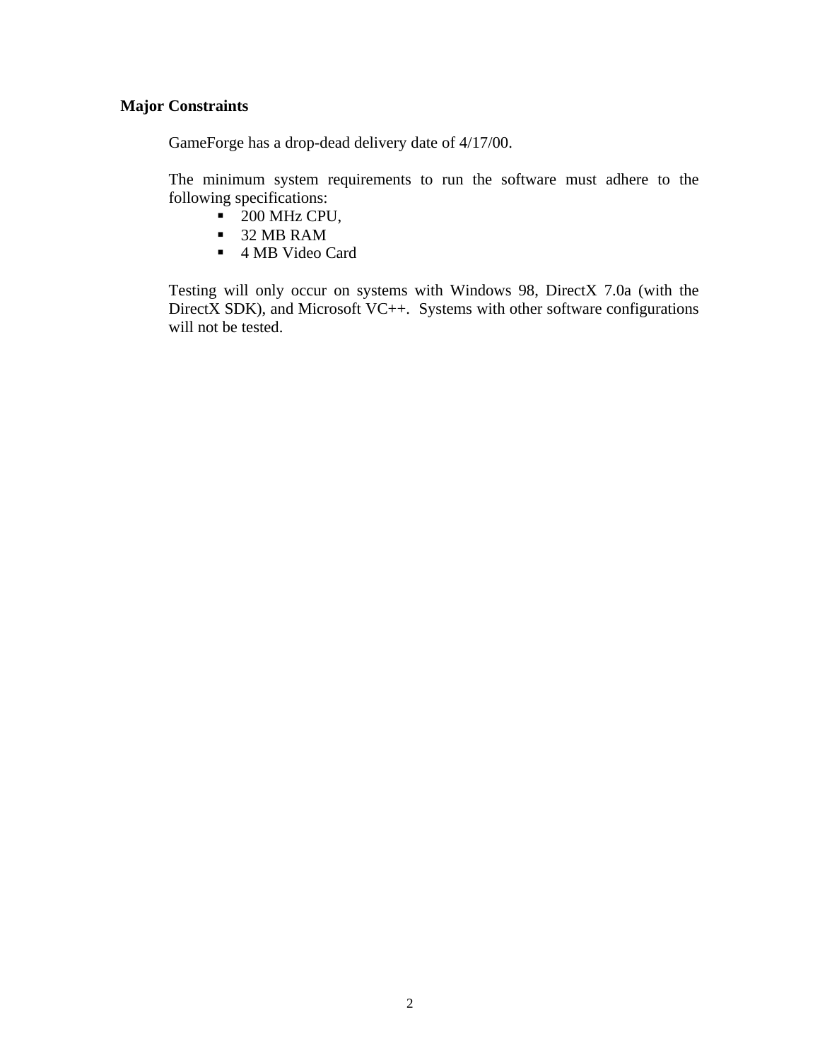**Major Constraints**

GameForge has a drop-dead delivery date of 4/17/00.

The minimum system requirements to run the software must adhere to the following specifications:

- 200 MHz CPU,
- 32 MB RAM
- 4 MB Video Card

Testing will only occur on systems with Windows 98, DirectX 7.0a (with the DirectX SDK), and Microsoft VC++. Systems with other software configurations will not be tested.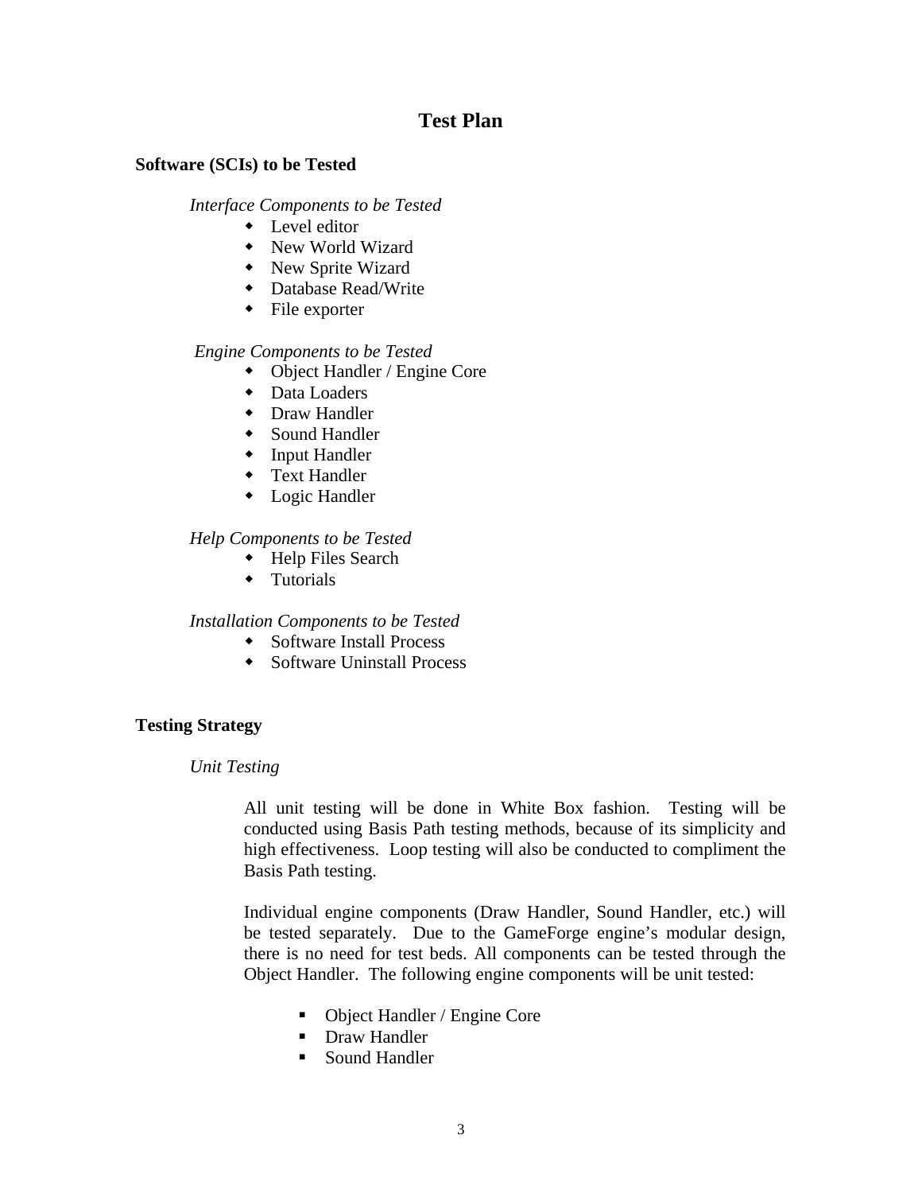# Test Plan

## Software (SCIs) to be Tested

*Interface Components to be Tested*

- Level editor
- New World Wizard
- New Sprite Wizard
- Database Read/Write
- File exporter

*Engine Components to be Tested*

- Object Handler / Engine Core
- Data Loaders
- Draw Handler
- Sound Handler
- Input Handler
- Text Handler
- Logic Handler

*Help Components to be Tested*

- Help Files Search
- Tutorials

*Installation Components to be Tested*

- Software Install Process
- Software Uninstall Process

## Testing Strategy

*Unit Testing*

All unit testing will be done in White Box fashion. Testing will be conducted using Basis Path testing methods, because of its simplicity and high effectiveness. Loop testing will also be conducted to compliment the Basis Path testing.

Individual engine components (Draw Handler, Sound Handler, etc.) will be tested separately. Due to the GameForge engine's modular design, there is no need for test beds. All components can be tested through the Object Handler. The following engine components will be unit tested:

- Object Handler / Engine Core
- Draw Handler
- Sound Handler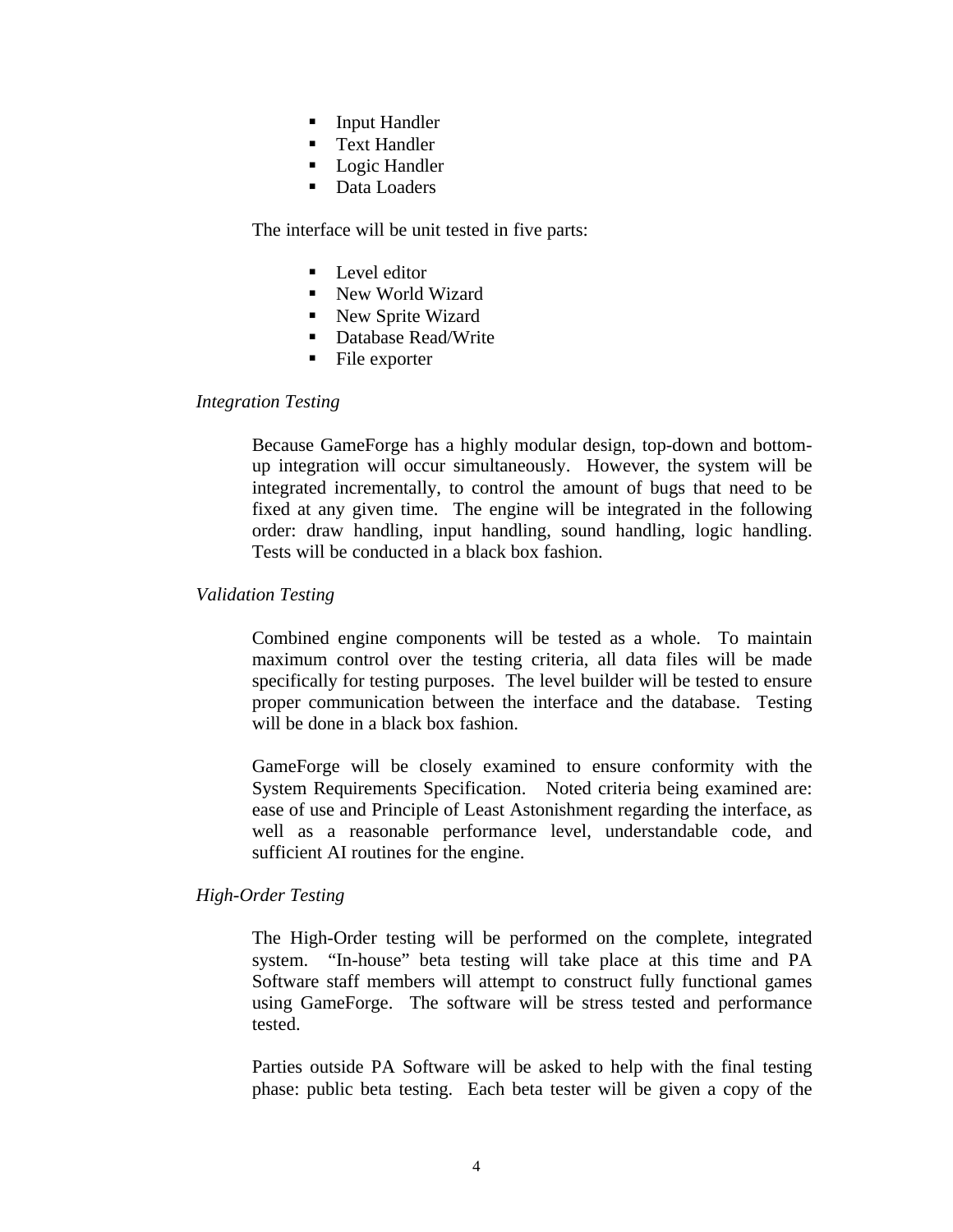- Input Handler
- Text Handler
- Logic Handler
- Data Loaders

The interface will be unit tested in five parts:

- Level editor
- New World Wizard
- New Sprite Wizard
- Database Read/Write
- File exporter

*Integration Testing*

Because GameForge has a highly modular design, top-down and bottom-up integration will occur simultaneously. However, the system will be integrated incrementally, to control the amount of bugs that need to be fixed at any given time. The engine will be integrated in the following order: draw handling, input handling, sound handling, logic handling. Tests will be conducted in a black box fashion.

*Validation Testing*

Combined engine components will be tested as a whole. To maintain maximum control over the testing criteria, all data files will be made specifically for testing purposes. The level builder will be tested to ensure proper communication between the interface and the database. Testing will be done in a black box fashion.

GameForge will be closely examined to ensure conformity with the System Requirements Specification. Noted criteria being examined are: ease of use and Principle of Least Astonishment regarding the interface, as well as a reasonable performance level, understandable code, and sufficient AI routines for the engine.

*High-Order Testing*

The High-Order testing will be performed on the complete, integrated system. "In-house" beta testing will take place at this time and PA Software staff members will attempt to construct fully functional games using GameForge. The software will be stress tested and performance tested.

Parties outside PA Software will be asked to help with the final testing phase: public beta testing. Each beta tester will be given a copy of the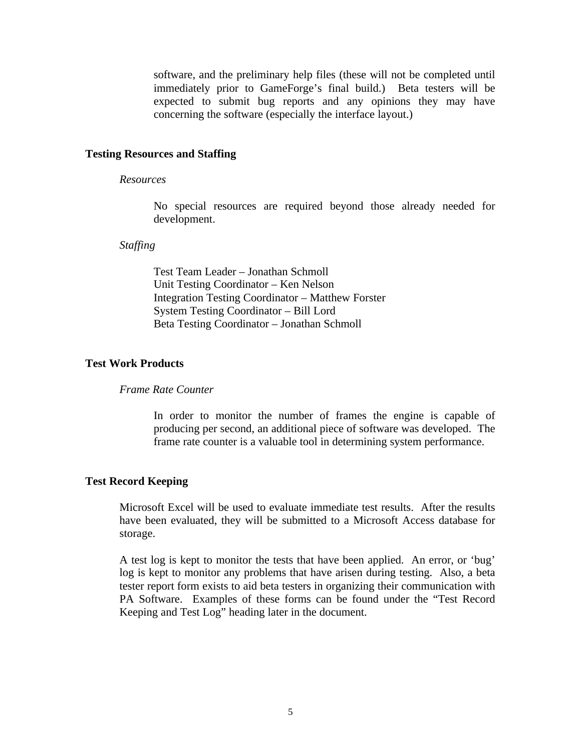software, and the preliminary help files (these will not be completed until immediately prior to GameForge's final build.) Beta testers will be expected to submit bug reports and any opinions they may have concerning the software (especially the interface layout.)

## Testing Resources and Staffing

### *Resources*

No special resources are required beyond those already needed for development.

### *Staffing*

Test Team Leader – Jonathan Schmoll
Unit Testing Coordinator – Ken Nelson
Integration Testing Coordinator – Matthew Forster
System Testing Coordinator – Bill Lord
Beta Testing Coordinator – Jonathan Schmoll

## Test Work Products

### *Frame Rate Counter*

In order to monitor the number of frames the engine is capable of producing per second, an additional piece of software was developed. The frame rate counter is a valuable tool in determining system performance.

## Test Record Keeping

Microsoft Excel will be used to evaluate immediate test results. After the results have been evaluated, they will be submitted to a Microsoft Access database for storage.

A test log is kept to monitor the tests that have been applied. An error, or 'bug' log is kept to monitor any problems that have arisen during testing. Also, a beta tester report form exists to aid beta testers in organizing their communication with PA Software. Examples of these forms can be found under the "Test Record Keeping and Test Log" heading later in the document.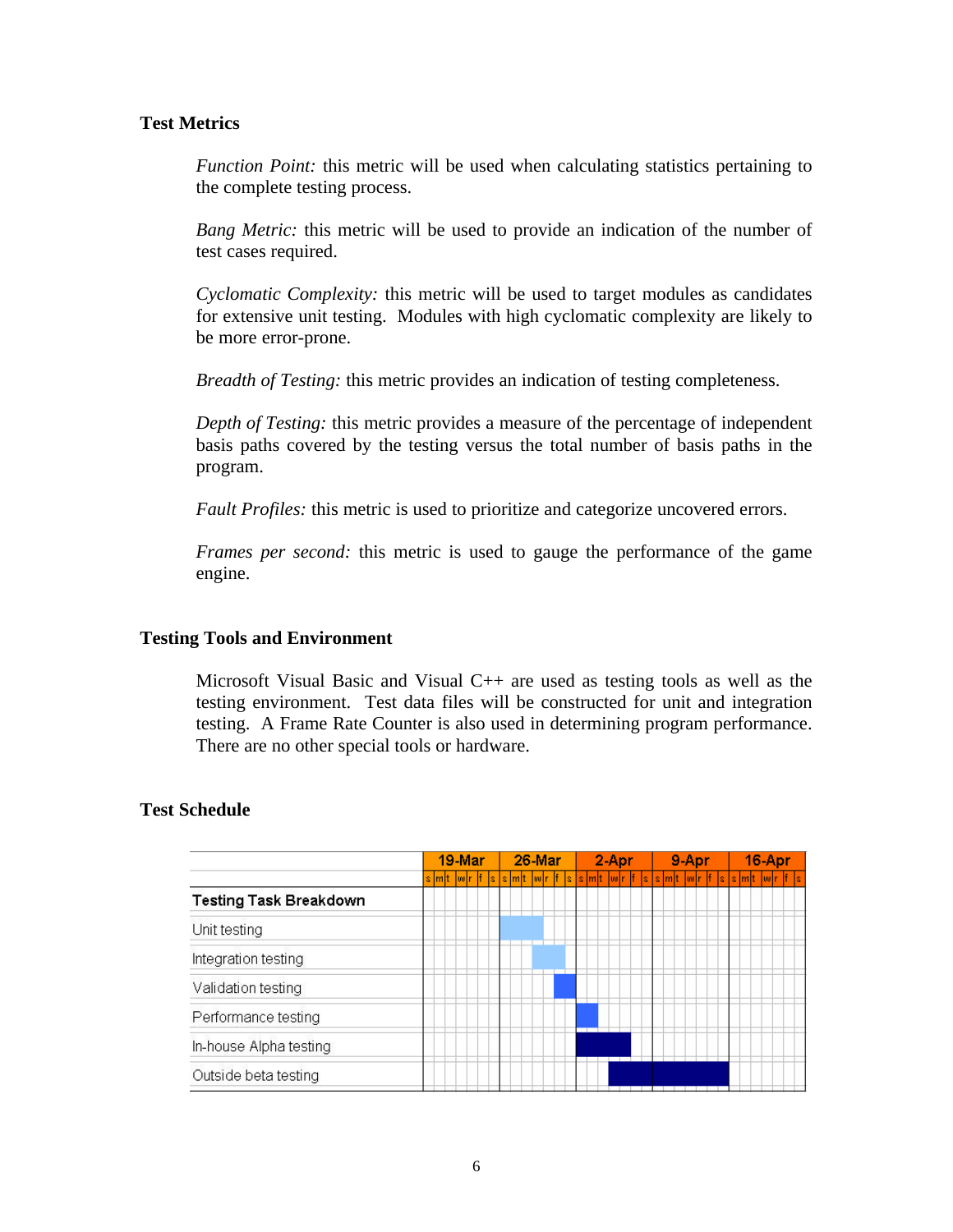### Test Metrics

*Function Point:* this metric will be used when calculating statistics pertaining to the complete testing process.

*Bang Metric:* this metric will be used to provide an indication of the number of test cases required.

*Cyclomatic Complexity:* this metric will be used to target modules as candidates for extensive unit testing. Modules with high cyclomatic complexity are likely to be more error-prone.

*Breadth of Testing:* this metric provides an indication of testing completeness.

*Depth of Testing:* this metric provides a measure of the percentage of independent basis paths covered by the testing versus the total number of basis paths in the program.

*Fault Profiles:* this metric is used to prioritize and categorize uncovered errors.

*Frames per second:* this metric is used to gauge the performance of the game engine.

### Testing Tools and Environment

Microsoft Visual Basic and Visual C++ are used as testing tools as well as the testing environment. Test data files will be constructed for unit and integration testing. A Frame Rate Counter is also used in determining program performance. There are no other special tools or hardware.

### Test Schedule

| Testing Task Breakdown | 19-Mar | 26-Mar | 2-Apr | 9-Apr | 16-Apr |
|---|---|---|---|---|---|
| Unit testing | | s – w | | | |
| Integration testing | | w – f | | | |
| Validation testing | | f – s | | | |
| Performance testing | | | s – m | | |
| In-house Alpha testing | | | s – r | | |
| Outside beta testing | | | t – s | s – s | |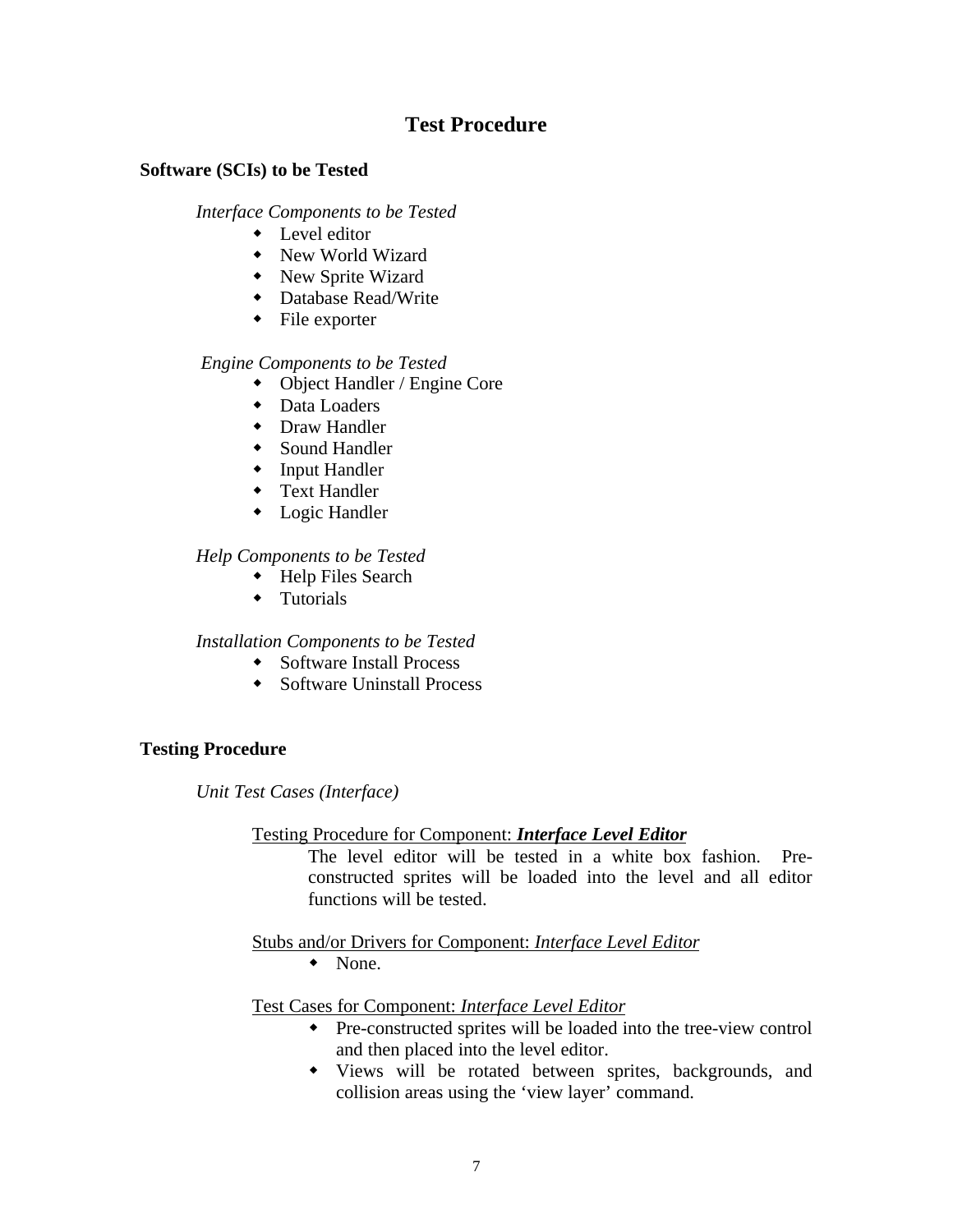# Test Procedure

## Software (SCIs) to be Tested

### *Interface Components to be Tested*

- Level editor
- New World Wizard
- New Sprite Wizard
- Database Read/Write
- File exporter

### *Engine Components to be Tested*

- Object Handler / Engine Core
- Data Loaders
- Draw Handler
- Sound Handler
- Input Handler
- Text Handler
- Logic Handler

### *Help Components to be Tested*

- Help Files Search
- Tutorials

### *Installation Components to be Tested*

- Software Install Process
- Software Uninstall Process

## Testing Procedure

### *Unit Test Cases (Interface)*

Testing Procedure for Component: ***Interface Level Editor***

The level editor will be tested in a white box fashion. Pre-constructed sprites will be loaded into the level and all editor functions will be tested.

Stubs and/or Drivers for Component: *Interface Level Editor*

- None.

Test Cases for Component: *Interface Level Editor*

- Pre-constructed sprites will be loaded into the tree-view control and then placed into the level editor.
- Views will be rotated between sprites, backgrounds, and collision areas using the 'view layer' command.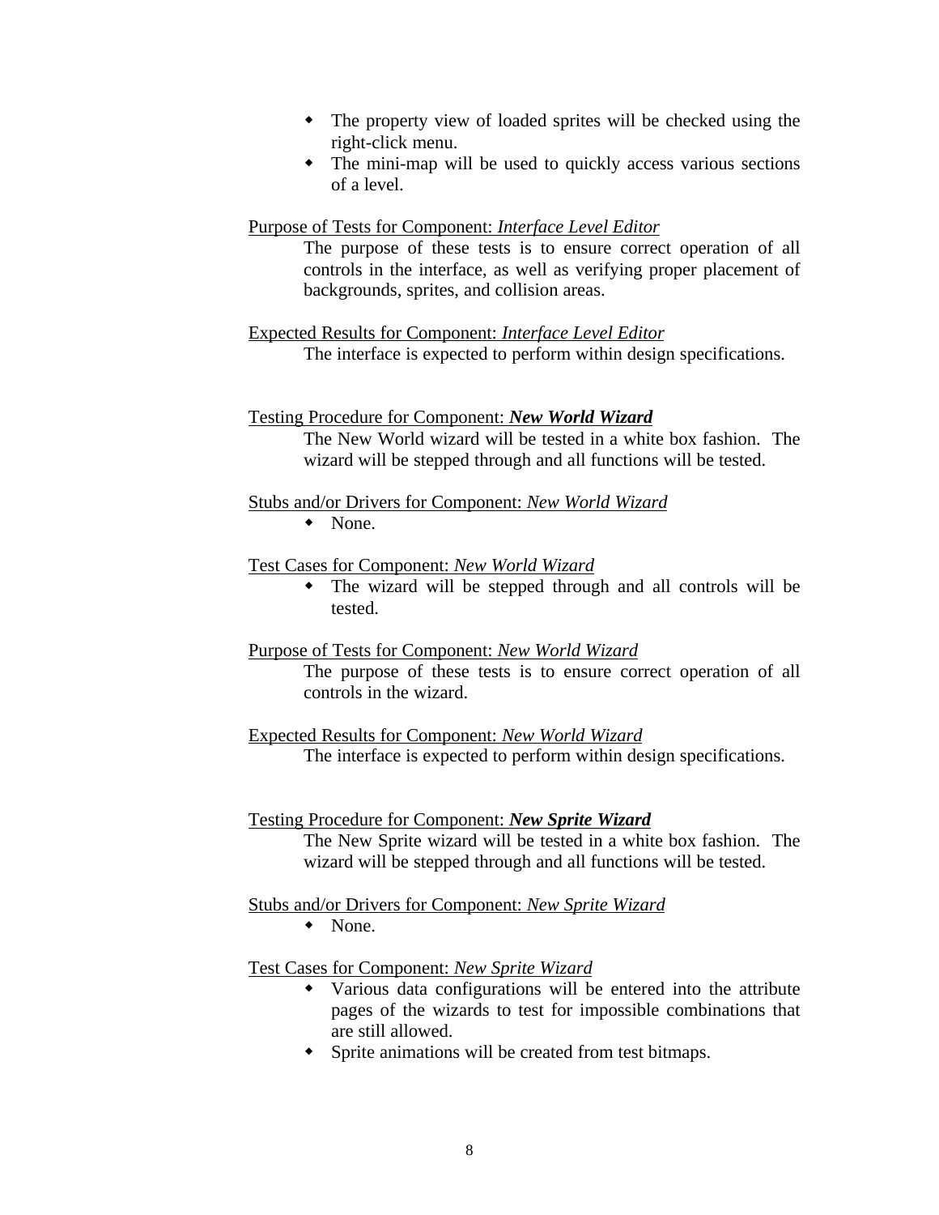- The property view of loaded sprites will be checked using the right-click menu.
- The mini-map will be used to quickly access various sections of a level.

<u>Purpose of Tests for Component: *Interface Level Editor*</u>

The purpose of these tests is to ensure correct operation of all controls in the interface, as well as verifying proper placement of backgrounds, sprites, and collision areas.

<u>Expected Results for Component: *Interface Level Editor*</u>

The interface is expected to perform within design specifications.

<u>Testing Procedure for Component: ***New World Wizard***</u>

The New World wizard will be tested in a white box fashion. The wizard will be stepped through and all functions will be tested.

<u>Stubs and/or Drivers for Component: *New World Wizard*</u>

- None.

<u>Test Cases for Component: *New World Wizard*</u>

- The wizard will be stepped through and all controls will be tested.

<u>Purpose of Tests for Component: *New World Wizard*</u>

The purpose of these tests is to ensure correct operation of all controls in the wizard.

<u>Expected Results for Component: *New World Wizard*</u>

The interface is expected to perform within design specifications.

<u>Testing Procedure for Component: ***New Sprite Wizard***</u>

The New Sprite wizard will be tested in a white box fashion. The wizard will be stepped through and all functions will be tested.

<u>Stubs and/or Drivers for Component: *New Sprite Wizard*</u>

- None.

<u>Test Cases for Component: *New Sprite Wizard*</u>

- Various data configurations will be entered into the attribute pages of the wizards to test for impossible combinations that are still allowed.
- Sprite animations will be created from test bitmaps.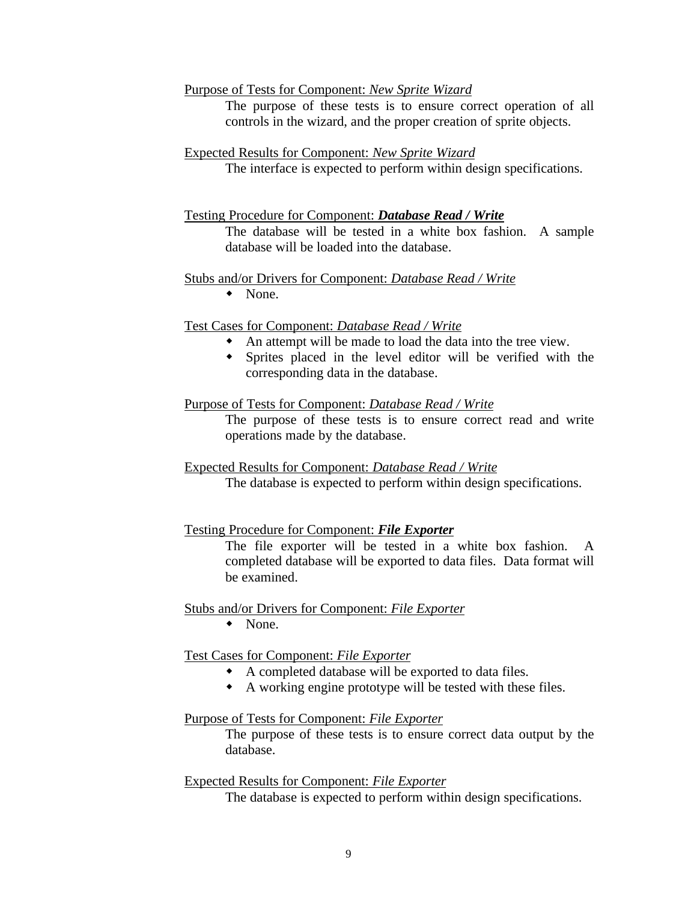<u>Purpose of Tests for Component: *New Sprite Wizard*</u>

The purpose of these tests is to ensure correct operation of all controls in the wizard, and the proper creation of sprite objects.

<u>Expected Results for Component: *New Sprite Wizard*</u>

The interface is expected to perform within design specifications.

<u>Testing Procedure for Component: ***Database Read / Write***</u>

The database will be tested in a white box fashion. A sample database will be loaded into the database.

<u>Stubs and/or Drivers for Component: *Database Read / Write*</u>

- None.

<u>Test Cases for Component: *Database Read / Write*</u>

- An attempt will be made to load the data into the tree view.
- Sprites placed in the level editor will be verified with the corresponding data in the database.

<u>Purpose of Tests for Component: *Database Read / Write*</u>

The purpose of these tests is to ensure correct read and write operations made by the database.

<u>Expected Results for Component: *Database Read / Write*</u>

The database is expected to perform within design specifications.

<u>Testing Procedure for Component: ***File Exporter***</u>

The file exporter will be tested in a white box fashion. A completed database will be exported to data files. Data format will be examined.

<u>Stubs and/or Drivers for Component: *File Exporter*</u>

- None.

<u>Test Cases for Component: *File Exporter*</u>

- A completed database will be exported to data files.
- A working engine prototype will be tested with these files.

<u>Purpose of Tests for Component: *File Exporter*</u>

The purpose of these tests is to ensure correct data output by the database.

<u>Expected Results for Component: *File Exporter*</u>

The database is expected to perform within design specifications.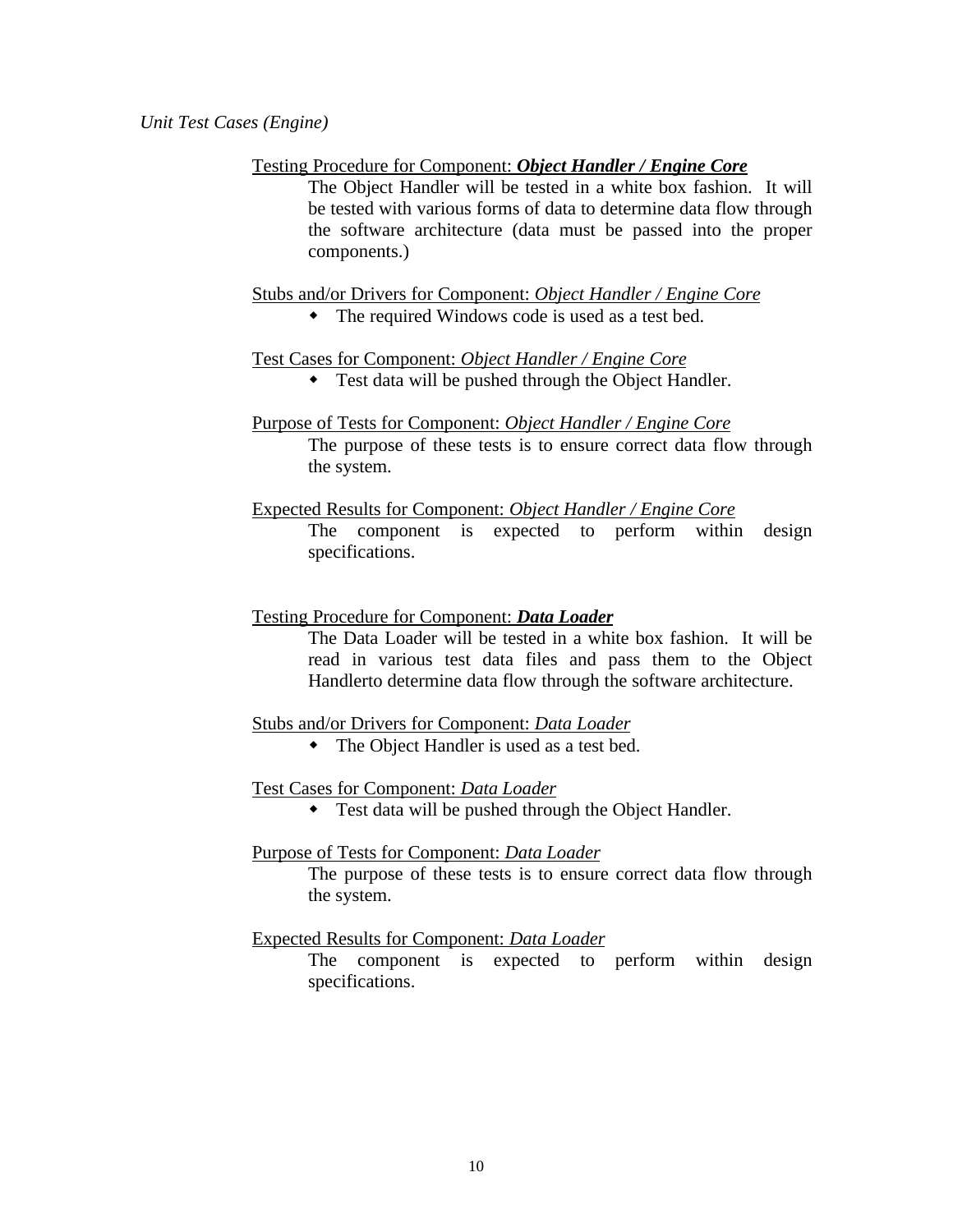*Unit Test Cases (Engine)*

Testing Procedure for Component: ***Object Handler / Engine Core***

The Object Handler will be tested in a white box fashion. It will be tested with various forms of data to determine data flow through the software architecture (data must be passed into the proper components.)

Stubs and/or Drivers for Component: *Object Handler / Engine Core*

- The required Windows code is used as a test bed.

Test Cases for Component: *Object Handler / Engine Core*

- Test data will be pushed through the Object Handler.

Purpose of Tests for Component: *Object Handler / Engine Core*

The purpose of these tests is to ensure correct data flow through the system.

Expected Results for Component: *Object Handler / Engine Core*

The component is expected to perform within design specifications.

Testing Procedure for Component: ***Data Loader***

The Data Loader will be tested in a white box fashion. It will be read in various test data files and pass them to the Object Handlerto determine data flow through the software architecture.

Stubs and/or Drivers for Component: *Data Loader*

- The Object Handler is used as a test bed.

Test Cases for Component: *Data Loader*

- Test data will be pushed through the Object Handler.

Purpose of Tests for Component: *Data Loader*

The purpose of these tests is to ensure correct data flow through the system.

Expected Results for Component: *Data Loader*

The component is expected to perform within design specifications.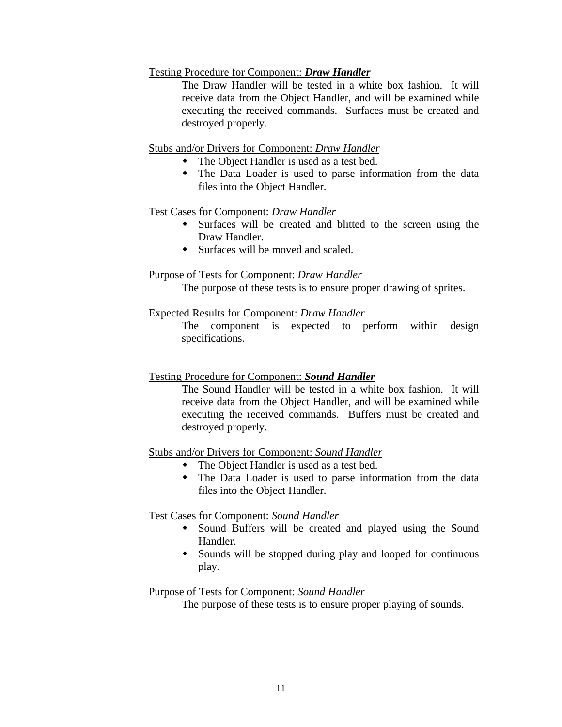<u>Testing Procedure for Component: ***Draw Handler***</u>

The Draw Handler will be tested in a white box fashion. It will receive data from the Object Handler, and will be examined while executing the received commands. Surfaces must be created and destroyed properly.

<u>Stubs and/or Drivers for Component: *Draw Handler*</u>

- The Object Handler is used as a test bed.
- The Data Loader is used to parse information from the data files into the Object Handler.

<u>Test Cases for Component: *Draw Handler*</u>

- Surfaces will be created and blitted to the screen using the Draw Handler.
- Surfaces will be moved and scaled.

<u>Purpose of Tests for Component: *Draw Handler*</u>

The purpose of these tests is to ensure proper drawing of sprites.

<u>Expected Results for Component: *Draw Handler*</u>

The component is expected to perform within design specifications.

<u>Testing Procedure for Component: ***Sound Handler***</u>

The Sound Handler will be tested in a white box fashion. It will receive data from the Object Handler, and will be examined while executing the received commands. Buffers must be created and destroyed properly.

<u>Stubs and/or Drivers for Component: *Sound Handler*</u>

- The Object Handler is used as a test bed.
- The Data Loader is used to parse information from the data files into the Object Handler.

<u>Test Cases for Component: *Sound Handler*</u>

- Sound Buffers will be created and played using the Sound Handler.
- Sounds will be stopped during play and looped for continuous play.

<u>Purpose of Tests for Component: *Sound Handler*</u>

The purpose of these tests is to ensure proper playing of sounds.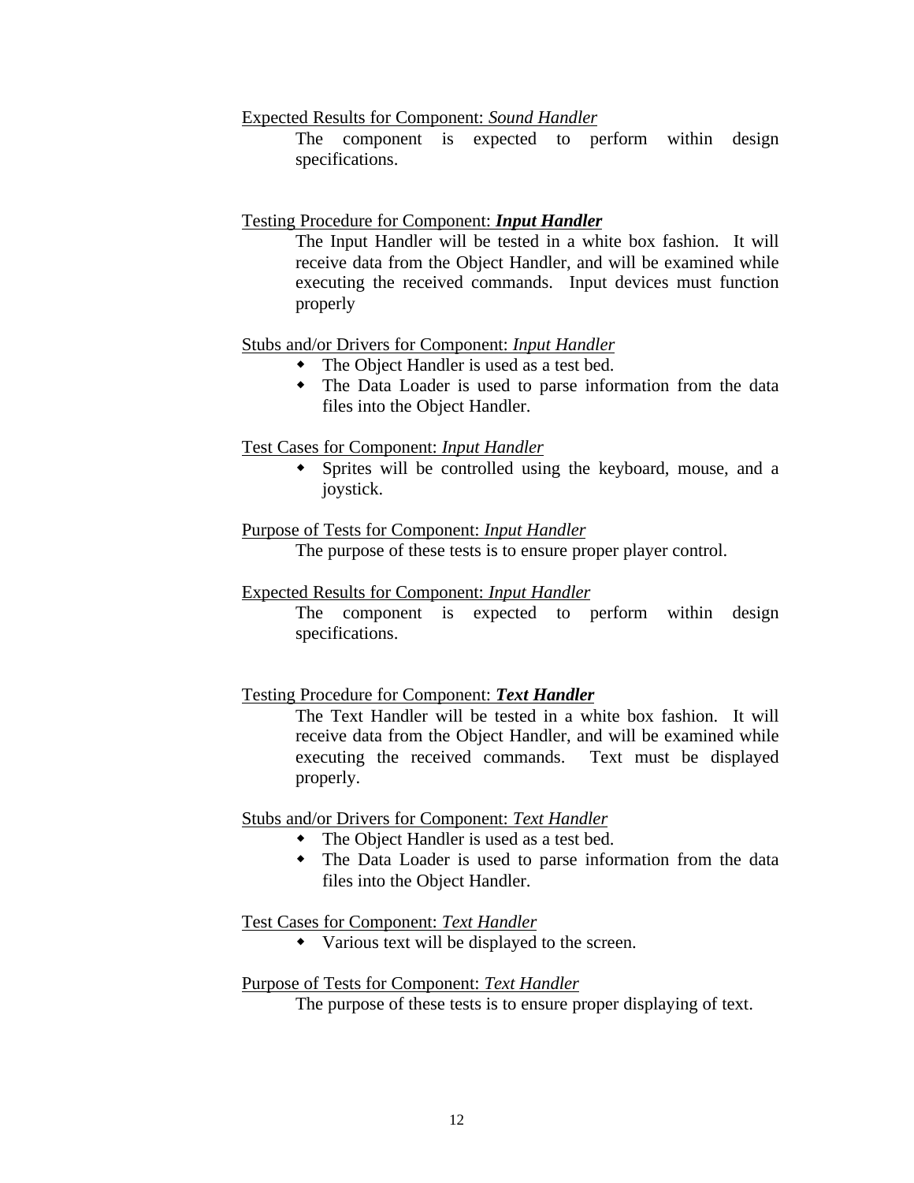Expected Results for Component: *Sound Handler*

The component is expected to perform within design specifications.

Testing Procedure for Component: ***Input Handler***

The Input Handler will be tested in a white box fashion. It will receive data from the Object Handler, and will be examined while executing the received commands. Input devices must function properly

Stubs and/or Drivers for Component: *Input Handler*

- The Object Handler is used as a test bed.
- The Data Loader is used to parse information from the data files into the Object Handler.

Test Cases for Component: *Input Handler*

- Sprites will be controlled using the keyboard, mouse, and a joystick.

Purpose of Tests for Component: *Input Handler*

The purpose of these tests is to ensure proper player control.

Expected Results for Component: *Input Handler*

The component is expected to perform within design specifications.

Testing Procedure for Component: ***Text Handler***

The Text Handler will be tested in a white box fashion. It will receive data from the Object Handler, and will be examined while executing the received commands. Text must be displayed properly.

Stubs and/or Drivers for Component: *Text Handler*

- The Object Handler is used as a test bed.
- The Data Loader is used to parse information from the data files into the Object Handler.

Test Cases for Component: *Text Handler*

- Various text will be displayed to the screen.

Purpose of Tests for Component: *Text Handler*

The purpose of these tests is to ensure proper displaying of text.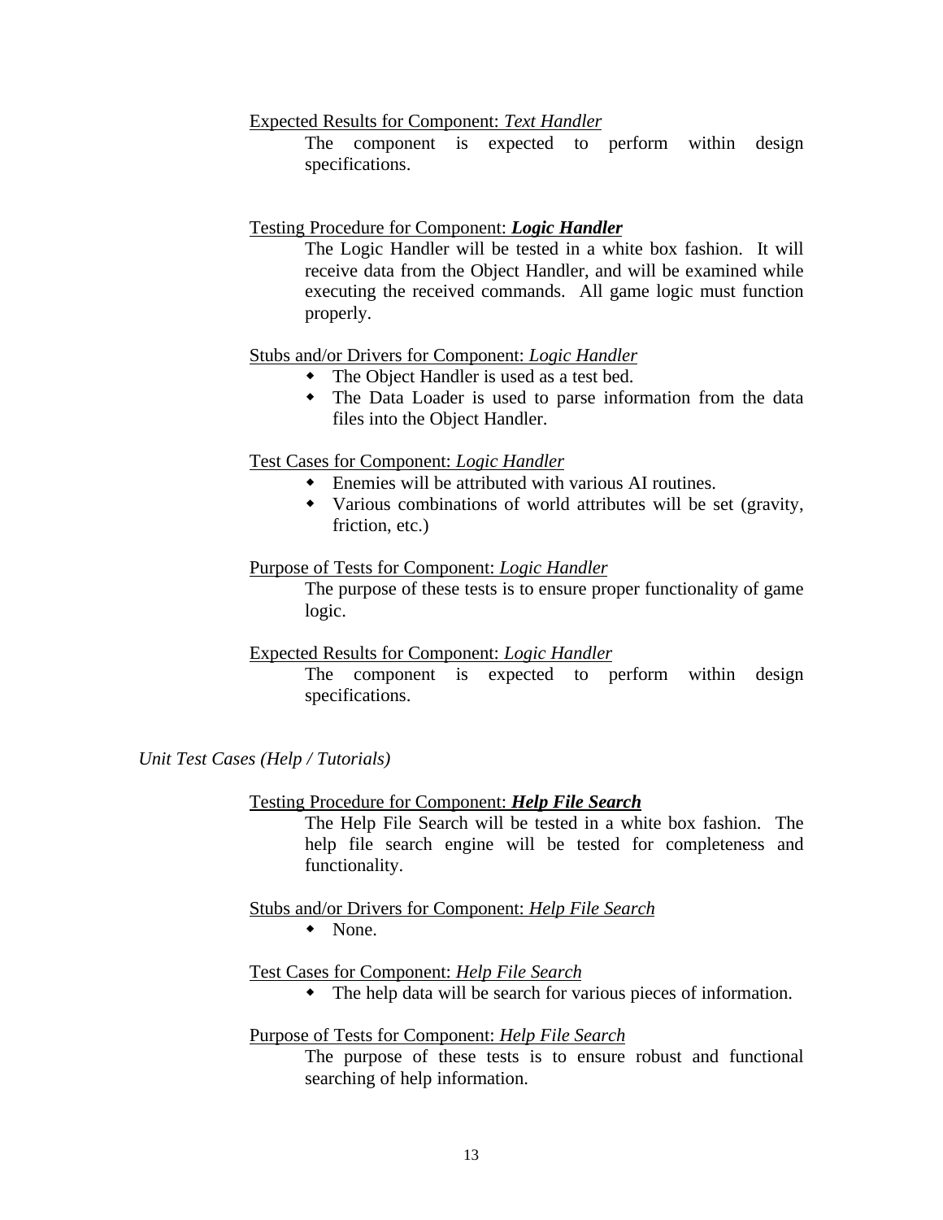Expected Results for Component: *Text Handler*

The component is expected to perform within design specifications.

Testing Procedure for Component: ***Logic Handler***

The Logic Handler will be tested in a white box fashion. It will receive data from the Object Handler, and will be examined while executing the received commands. All game logic must function properly.

Stubs and/or Drivers for Component: *Logic Handler*

- The Object Handler is used as a test bed.
- The Data Loader is used to parse information from the data files into the Object Handler.

Test Cases for Component: *Logic Handler*

- Enemies will be attributed with various AI routines.
- Various combinations of world attributes will be set (gravity, friction, etc.)

Purpose of Tests for Component: *Logic Handler*

The purpose of these tests is to ensure proper functionality of game logic.

Expected Results for Component: *Logic Handler*

The component is expected to perform within design specifications.

*Unit Test Cases (Help / Tutorials)*

Testing Procedure for Component: ***Help File Search***

The Help File Search will be tested in a white box fashion. The help file search engine will be tested for completeness and functionality.

Stubs and/or Drivers for Component: *Help File Search*

- None.

Test Cases for Component: *Help File Search*

- The help data will be search for various pieces of information.

Purpose of Tests for Component: *Help File Search*

The purpose of these tests is to ensure robust and functional searching of help information.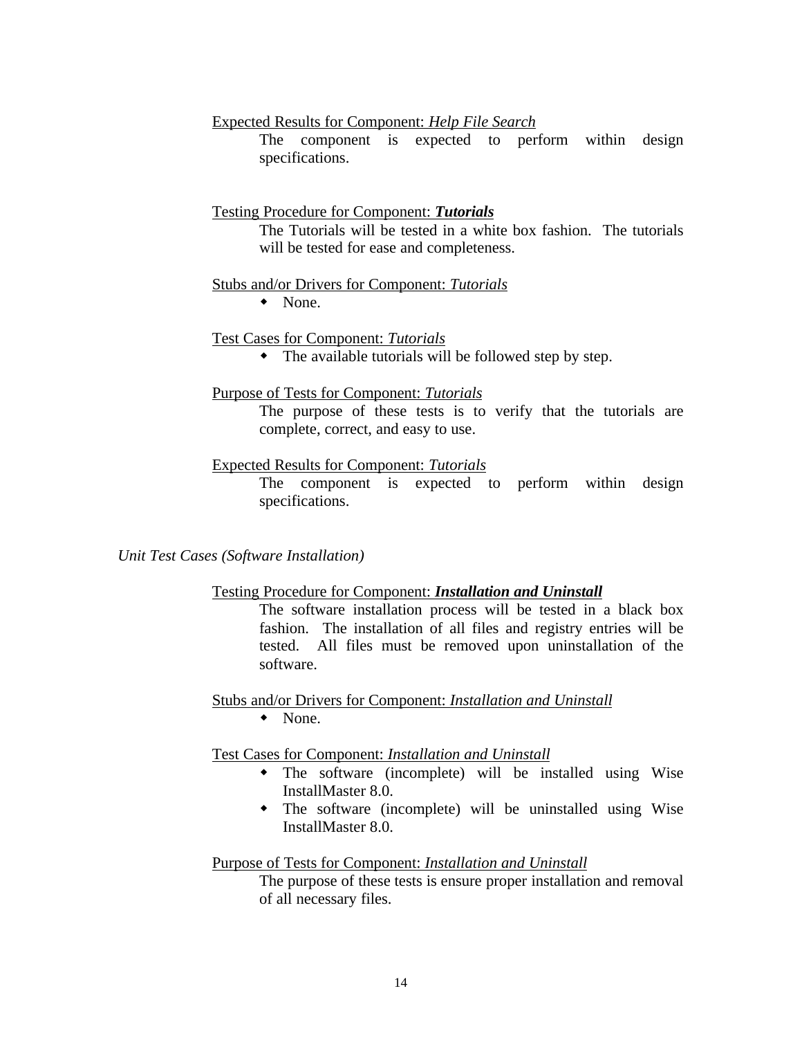<u>Expected Results for Component: *Help File Search*</u>

The component is expected to perform within design specifications.

<u>Testing Procedure for Component: ***Tutorials***</u>

The Tutorials will be tested in a white box fashion. The tutorials will be tested for ease and completeness.

<u>Stubs and/or Drivers for Component: *Tutorials*</u>

- None.

<u>Test Cases for Component: *Tutorials*</u>

- The available tutorials will be followed step by step.

<u>Purpose of Tests for Component: *Tutorials*</u>

The purpose of these tests is to verify that the tutorials are complete, correct, and easy to use.

<u>Expected Results for Component: *Tutorials*</u>

The component is expected to perform within design specifications.

*Unit Test Cases (Software Installation)*

<u>Testing Procedure for Component: ***Installation and Uninstall***</u>

The software installation process will be tested in a black box fashion. The installation of all files and registry entries will be tested. All files must be removed upon uninstallation of the software.

<u>Stubs and/or Drivers for Component: *Installation and Uninstall*</u>

- None.

<u>Test Cases for Component: *Installation and Uninstall*</u>

- The software (incomplete) will be installed using Wise InstallMaster 8.0.
- The software (incomplete) will be uninstalled using Wise InstallMaster 8.0.

<u>Purpose of Tests for Component: *Installation and Uninstall*</u>

The purpose of these tests is ensure proper installation and removal of all necessary files.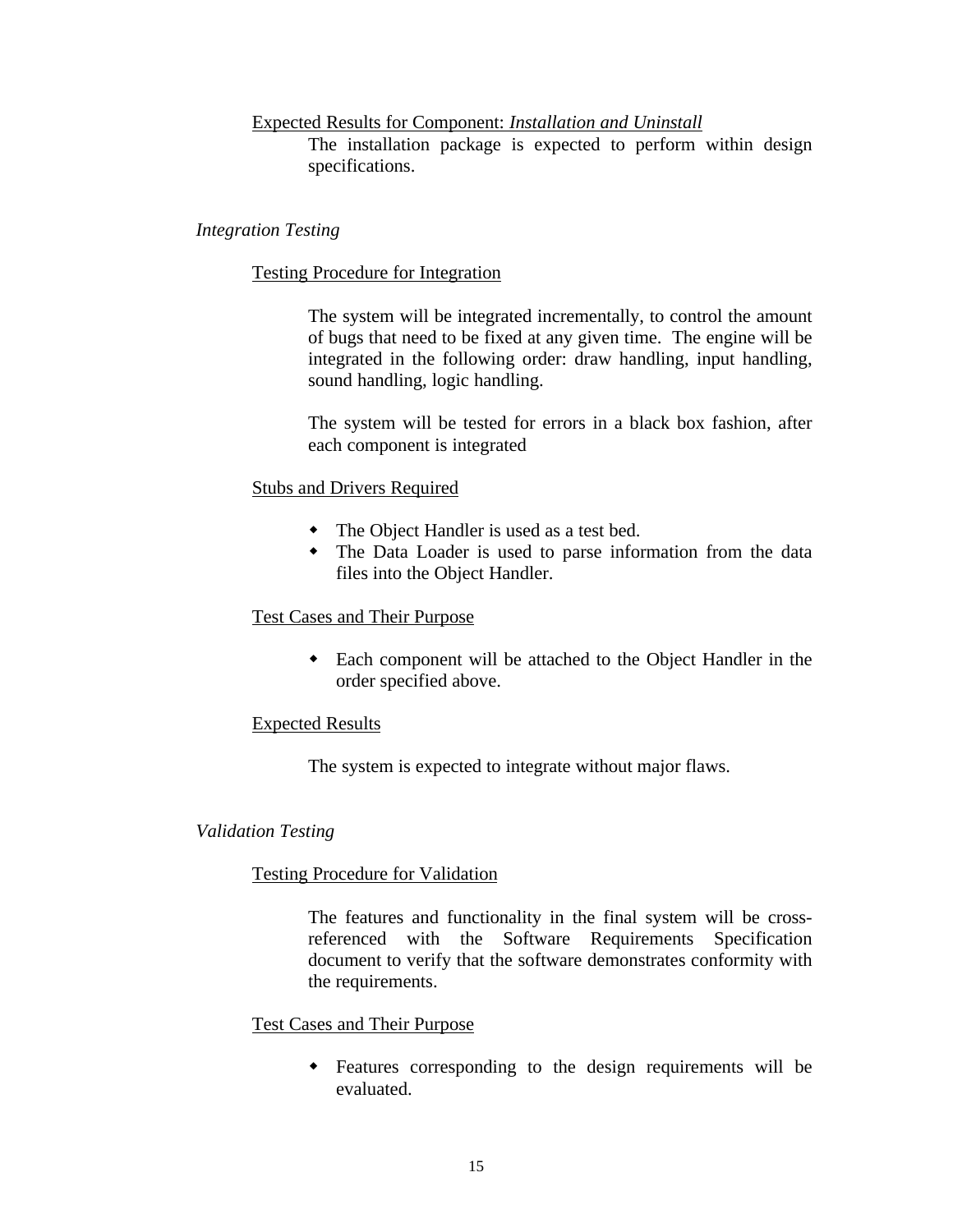Expected Results for Component: *Installation and Uninstall*

The installation package is expected to perform within design specifications.

### *Integration Testing*

Testing Procedure for Integration

The system will be integrated incrementally, to control the amount of bugs that need to be fixed at any given time. The engine will be integrated in the following order: draw handling, input handling, sound handling, logic handling.

The system will be tested for errors in a black box fashion, after each component is integrated

Stubs and Drivers Required

- The Object Handler is used as a test bed.
- The Data Loader is used to parse information from the data files into the Object Handler.

Test Cases and Their Purpose

- Each component will be attached to the Object Handler in the order specified above.

Expected Results

The system is expected to integrate without major flaws.

### *Validation Testing*

Testing Procedure for Validation

The features and functionality in the final system will be cross-referenced with the Software Requirements Specification document to verify that the software demonstrates conformity with the requirements.

Test Cases and Their Purpose

- Features corresponding to the design requirements will be evaluated.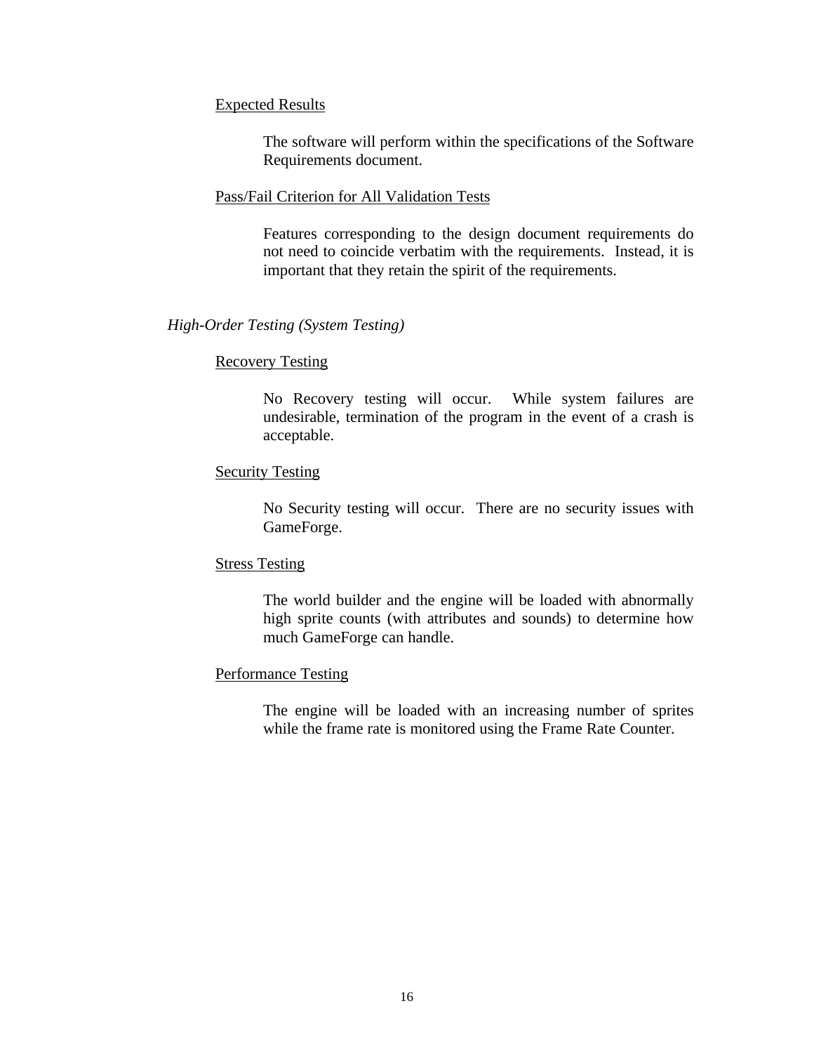<u>Expected Results</u>

The software will perform within the specifications of the Software Requirements document.

<u>Pass/Fail Criterion for All Validation Tests</u>

Features corresponding to the design document requirements do not need to coincide verbatim with the requirements. Instead, it is important that they retain the spirit of the requirements.

*High-Order Testing (System Testing)*

<u>Recovery Testing</u>

No Recovery testing will occur. While system failures are undesirable, termination of the program in the event of a crash is acceptable.

<u>Security Testing</u>

No Security testing will occur. There are no security issues with GameForge.

<u>Stress Testing</u>

The world builder and the engine will be loaded with abnormally high sprite counts (with attributes and sounds) to determine how much GameForge can handle.

<u>Performance Testing</u>

The engine will be loaded with an increasing number of sprites while the frame rate is monitored using the Frame Rate Counter.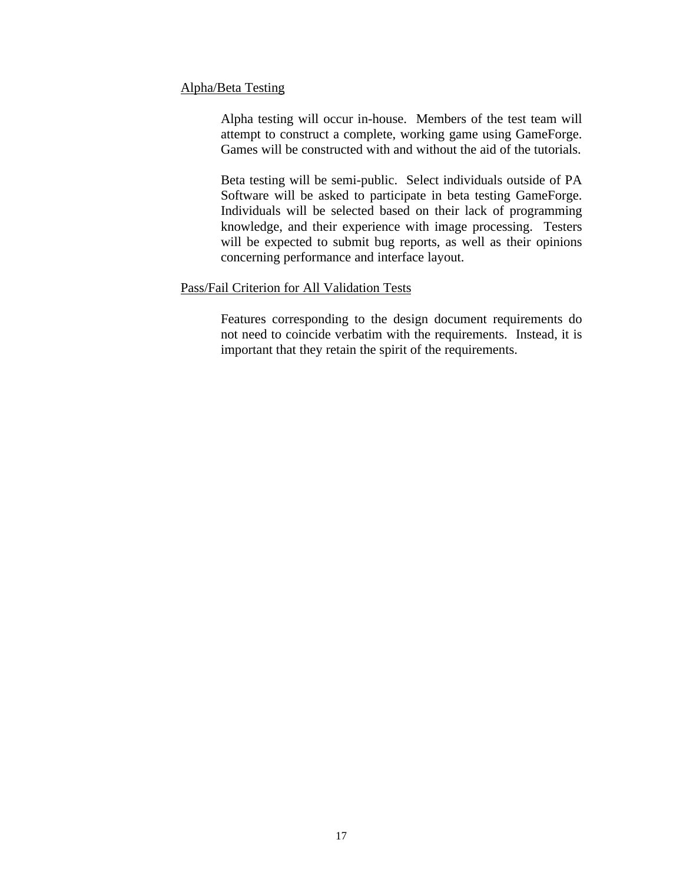Alpha/Beta Testing

Alpha testing will occur in-house. Members of the test team will attempt to construct a complete, working game using GameForge. Games will be constructed with and without the aid of the tutorials.

Beta testing will be semi-public. Select individuals outside of PA Software will be asked to participate in beta testing GameForge. Individuals will be selected based on their lack of programming knowledge, and their experience with image processing. Testers will be expected to submit bug reports, as well as their opinions concerning performance and interface layout.

Pass/Fail Criterion for All Validation Tests

Features corresponding to the design document requirements do not need to coincide verbatim with the requirements. Instead, it is important that they retain the spirit of the requirements.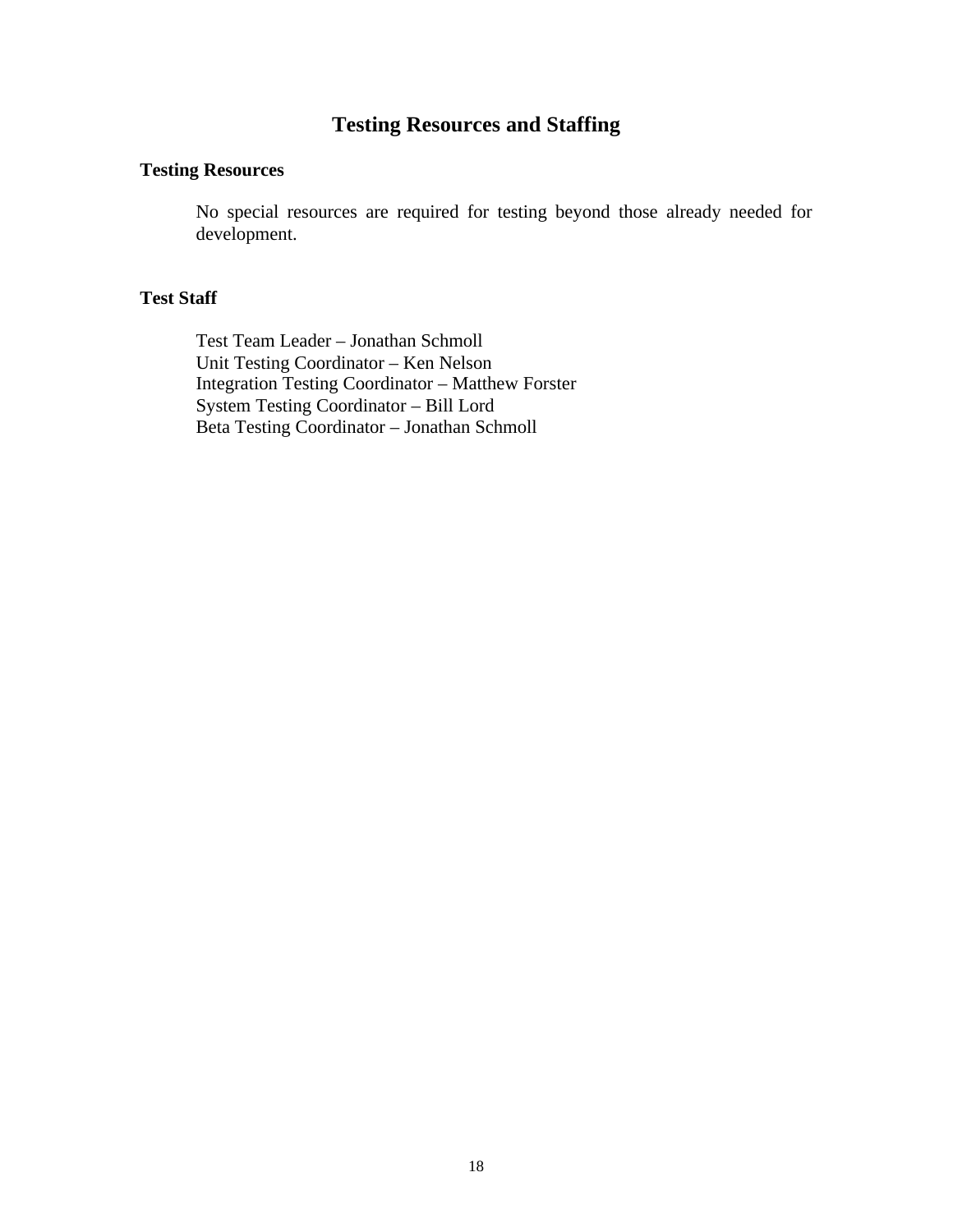# Testing Resources and Staffing

## Testing Resources

No special resources are required for testing beyond those already needed for development.

## Test Staff

Test Team Leader – Jonathan Schmoll
Unit Testing Coordinator – Ken Nelson
Integration Testing Coordinator – Matthew Forster
System Testing Coordinator – Bill Lord
Beta Testing Coordinator – Jonathan Schmoll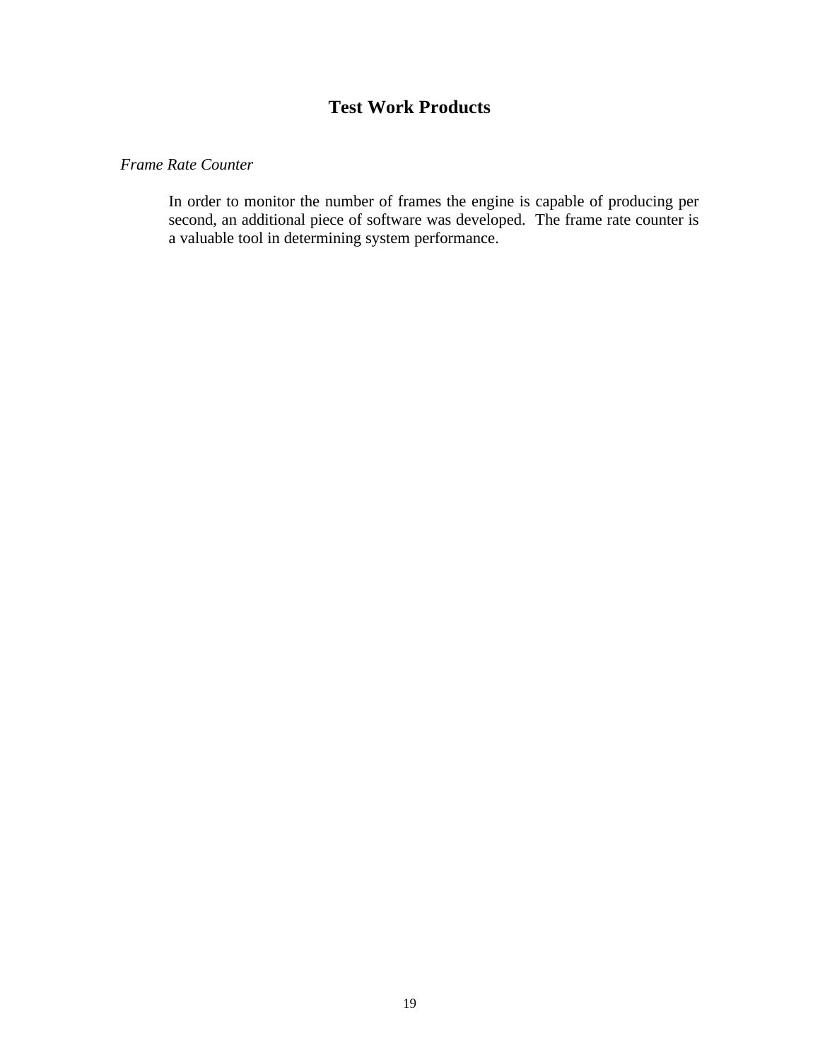## Test Work Products

*Frame Rate Counter*

In order to monitor the number of frames the engine is capable of producing per second, an additional piece of software was developed. The frame rate counter is a valuable tool in determining system performance.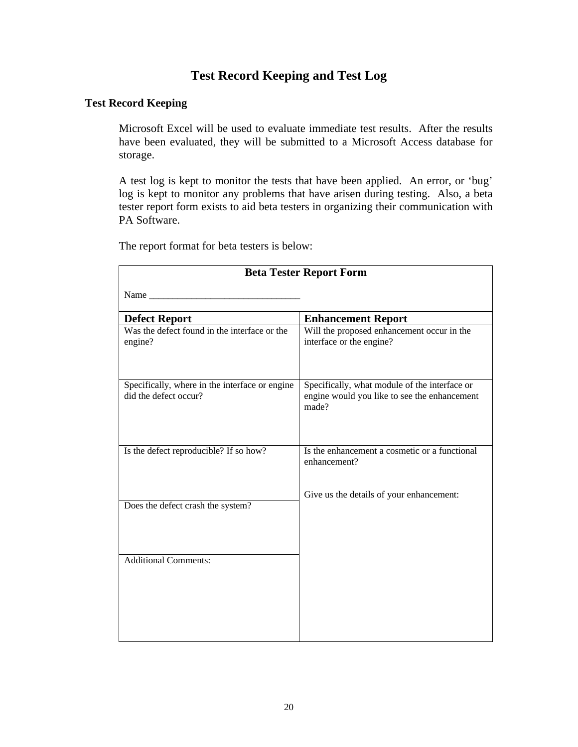# Test Record Keeping and Test Log

## Test Record Keeping

Microsoft Excel will be used to evaluate immediate test results. After the results have been evaluated, they will be submitted to a Microsoft Access database for storage.

A test log is kept to monitor the tests that have been applied. An error, or 'bug' log is kept to monitor any problems that have arisen during testing. Also, a beta tester report form exists to aid beta testers in organizing their communication with PA Software.

The report format for beta testers is below:

| Beta Tester Report Form<br><br>Name ________________________________ | |
|---|---|
| **Defect Report** | **Enhancement Report** |
| Was the defect found in the interface or the engine? | Will the proposed enhancement occur in the interface or the engine? |
| Specifically, where in the interface or engine did the defect occur? | Specifically, what module of the interface or engine would you like to see the enhancement made? |
| Is the defect reproducible? If so how? | Is the enhancement a cosmetic or a functional enhancement?<br><br>Give us the details of your enhancement: |
| Does the defect crash the system? | |
| Additional Comments: | |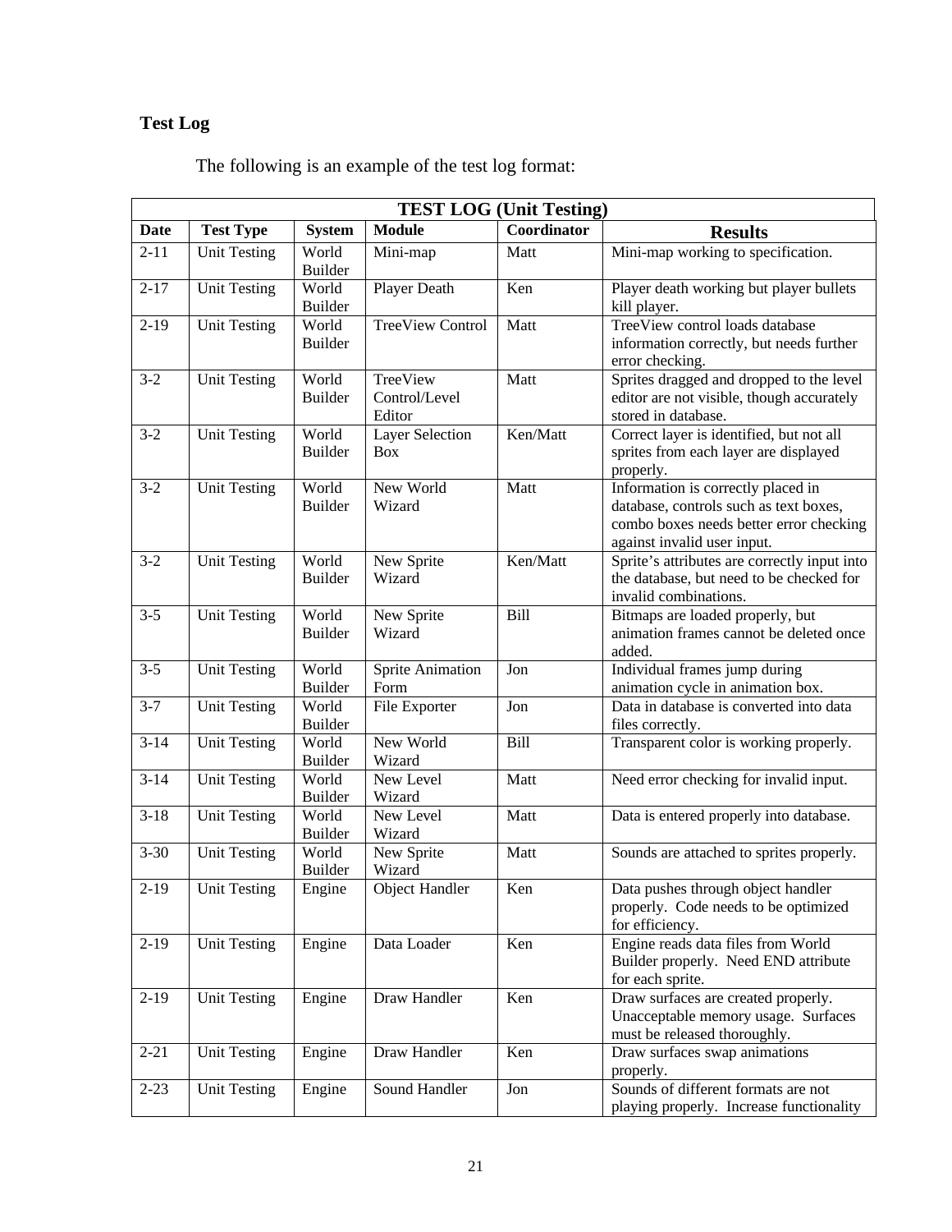**Test Log**

The following is an example of the test log format:

| TEST LOG (Unit Testing) | | | | | |
|---|---|---|---|---|---|
| **Date** | **Test Type** | **System** | **Module** | **Coordinator** | **Results** |
| 2-11 | Unit Testing | World Builder | Mini-map | Matt | Mini-map working to specification. |
| 2-17 | Unit Testing | World Builder | Player Death | Ken | Player death working but player bullets kill player. |
| 2-19 | Unit Testing | World Builder | TreeView Control | Matt | TreeView control loads database information correctly, but needs further error checking. |
| 3-2 | Unit Testing | World Builder | TreeView Control/Level Editor | Matt | Sprites dragged and dropped to the level editor are not visible, though accurately stored in database. |
| 3-2 | Unit Testing | World Builder | Layer Selection Box | Ken/Matt | Correct layer is identified, but not all sprites from each layer are displayed properly. |
| 3-2 | Unit Testing | World Builder | New World Wizard | Matt | Information is correctly placed in database, controls such as text boxes, combo boxes needs better error checking against invalid user input. |
| 3-2 | Unit Testing | World Builder | New Sprite Wizard | Ken/Matt | Sprite's attributes are correctly input into the database, but need to be checked for invalid combinations. |
| 3-5 | Unit Testing | World Builder | New Sprite Wizard | Bill | Bitmaps are loaded properly, but animation frames cannot be deleted once added. |
| 3-5 | Unit Testing | World Builder | Sprite Animation Form | Jon | Individual frames jump during animation cycle in animation box. |
| 3-7 | Unit Testing | World Builder | File Exporter | Jon | Data in database is converted into data files correctly. |
| 3-14 | Unit Testing | World Builder | New World Wizard | Bill | Transparent color is working properly. |
| 3-14 | Unit Testing | World Builder | New Level Wizard | Matt | Need error checking for invalid input. |
| 3-18 | Unit Testing | World Builder | New Level Wizard | Matt | Data is entered properly into database. |
| 3-30 | Unit Testing | World Builder | New Sprite Wizard | Matt | Sounds are attached to sprites properly. |
| 2-19 | Unit Testing | Engine | Object Handler | Ken | Data pushes through object handler properly. Code needs to be optimized for efficiency. |
| 2-19 | Unit Testing | Engine | Data Loader | Ken | Engine reads data files from World Builder properly. Need END attribute for each sprite. |
| 2-19 | Unit Testing | Engine | Draw Handler | Ken | Draw surfaces are created properly. Unacceptable memory usage. Surfaces must be released thoroughly. |
| 2-21 | Unit Testing | Engine | Draw Handler | Ken | Draw surfaces swap animations properly. |
| 2-23 | Unit Testing | Engine | Sound Handler | Jon | Sounds of different formats are not playing properly. Increase functionality |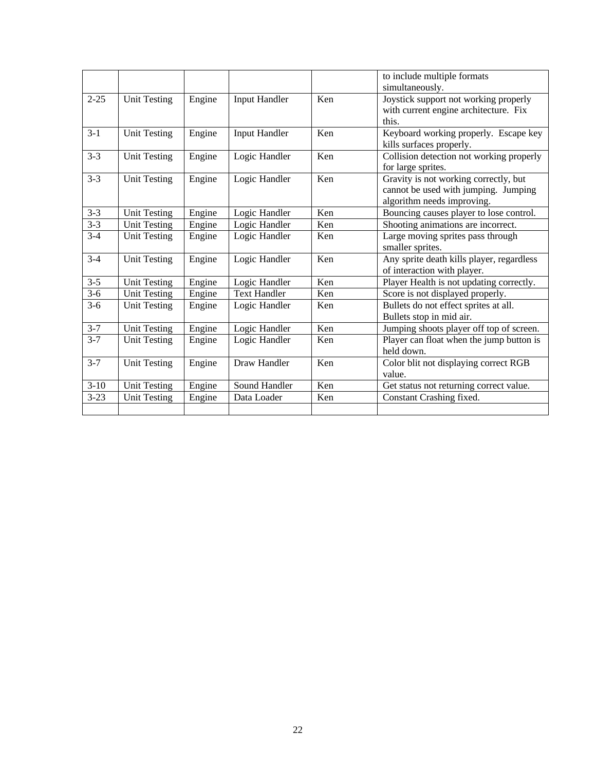| | | | | | |
|---|---|---|---|---|---|
| | | | | | to include multiple formats simultaneously. |
| 2-25 | Unit Testing | Engine | Input Handler | Ken | Joystick support not working properly with current engine architecture. Fix this. |
| 3-1 | Unit Testing | Engine | Input Handler | Ken | Keyboard working properly. Escape key kills surfaces properly. |
| 3-3 | Unit Testing | Engine | Logic Handler | Ken | Collision detection not working properly for large sprites. |
| 3-3 | Unit Testing | Engine | Logic Handler | Ken | Gravity is not working correctly, but cannot be used with jumping. Jumping algorithm needs improving. |
| 3-3 | Unit Testing | Engine | Logic Handler | Ken | Bouncing causes player to lose control. |
| 3-3 | Unit Testing | Engine | Logic Handler | Ken | Shooting animations are incorrect. |
| 3-4 | Unit Testing | Engine | Logic Handler | Ken | Large moving sprites pass through smaller sprites. |
| 3-4 | Unit Testing | Engine | Logic Handler | Ken | Any sprite death kills player, regardless of interaction with player. |
| 3-5 | Unit Testing | Engine | Logic Handler | Ken | Player Health is not updating correctly. |
| 3-6 | Unit Testing | Engine | Text Handler | Ken | Score is not displayed properly. |
| 3-6 | Unit Testing | Engine | Logic Handler | Ken | Bullets do not effect sprites at all. Bullets stop in mid air. |
| 3-7 | Unit Testing | Engine | Logic Handler | Ken | Jumping shoots player off top of screen. |
| 3-7 | Unit Testing | Engine | Logic Handler | Ken | Player can float when the jump button is held down. |
| 3-7 | Unit Testing | Engine | Draw Handler | Ken | Color blit not displaying correct RGB value. |
| 3-10 | Unit Testing | Engine | Sound Handler | Ken | Get status not returning correct value. |
| 3-23 | Unit Testing | Engine | Data Loader | Ken | Constant Crashing fixed. |
| | | | | | |